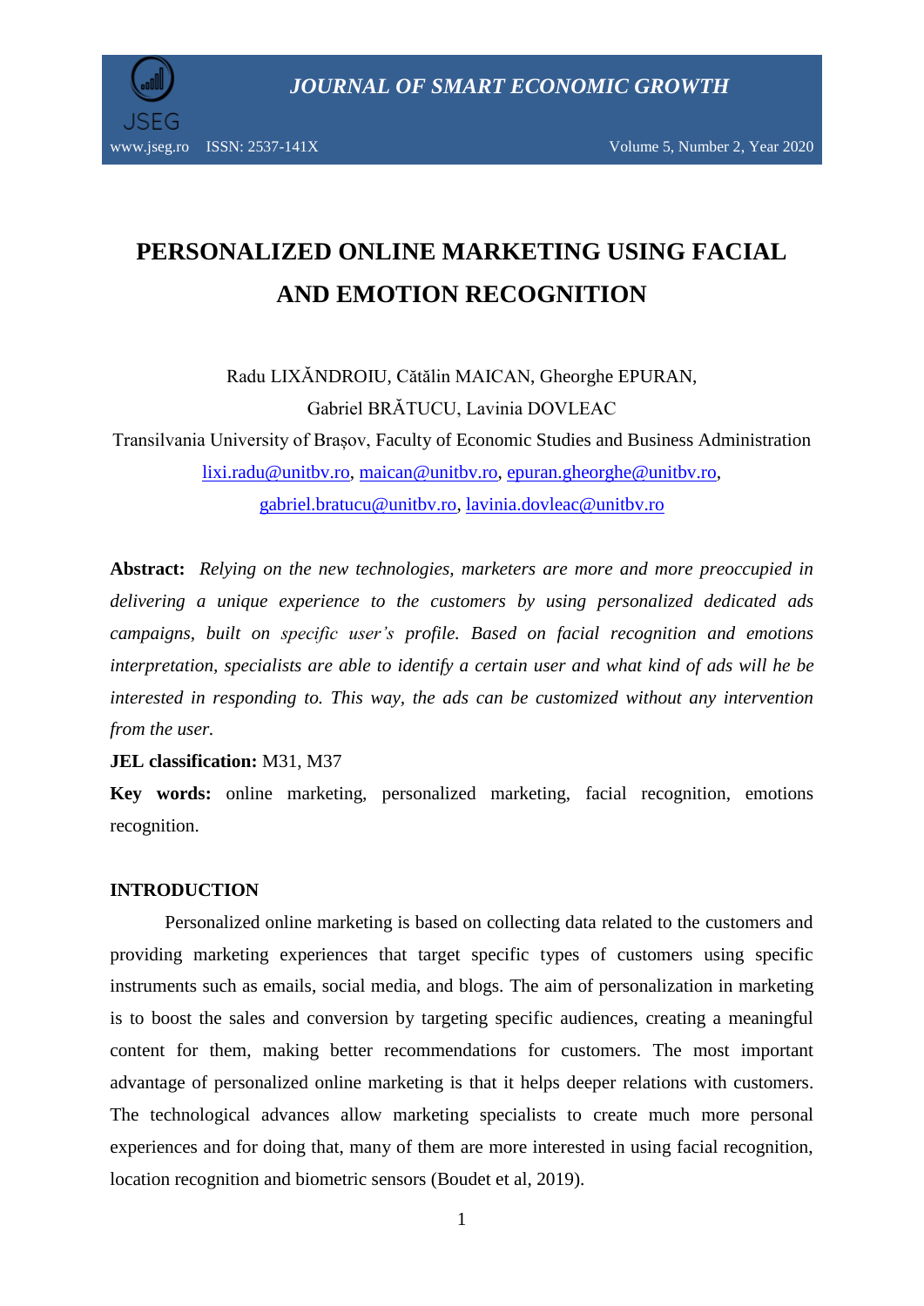# PERSONALIZED ONLINE MARKETING USING FACIAL AND EMOTION RECOGNITION

Radu LIXĂNDROIU, Cătălin MAICAN, Gheorghe EPURAN,
Gabriel BRĂTUCU, Lavinia DOVLEAC

Transilvania University of Brașov, Faculty of Economic Studies and Business Administration

lixi.radu@unitbv.ro, maican@unitbv.ro, epuran.gheorghe@unitbv.ro, gabriel.bratucu@unitbv.ro, lavinia.dovleac@unitbv.ro

**Abstract:** *Relying on the new technologies, marketers are more and more preoccupied in delivering a unique experience to the customers by using personalized dedicated ads campaigns, built on specific user's profile. Based on facial recognition and emotions interpretation, specialists are able to identify a certain user and what kind of ads will he be interested in responding to. This way, the ads can be customized without any intervention from the user.*

**JEL classification:** M31, M37

**Key words:** online marketing, personalized marketing, facial recognition, emotions recognition.

## INTRODUCTION

Personalized online marketing is based on collecting data related to the customers and providing marketing experiences that target specific types of customers using specific instruments such as emails, social media, and blogs. The aim of personalization in marketing is to boost the sales and conversion by targeting specific audiences, creating a meaningful content for them, making better recommendations for customers. The most important advantage of personalized online marketing is that it helps deeper relations with customers. The technological advances allow marketing specialists to create much more personal experiences and for doing that, many of them are more interested in using facial recognition, location recognition and biometric sensors (Boudet et al, 2019).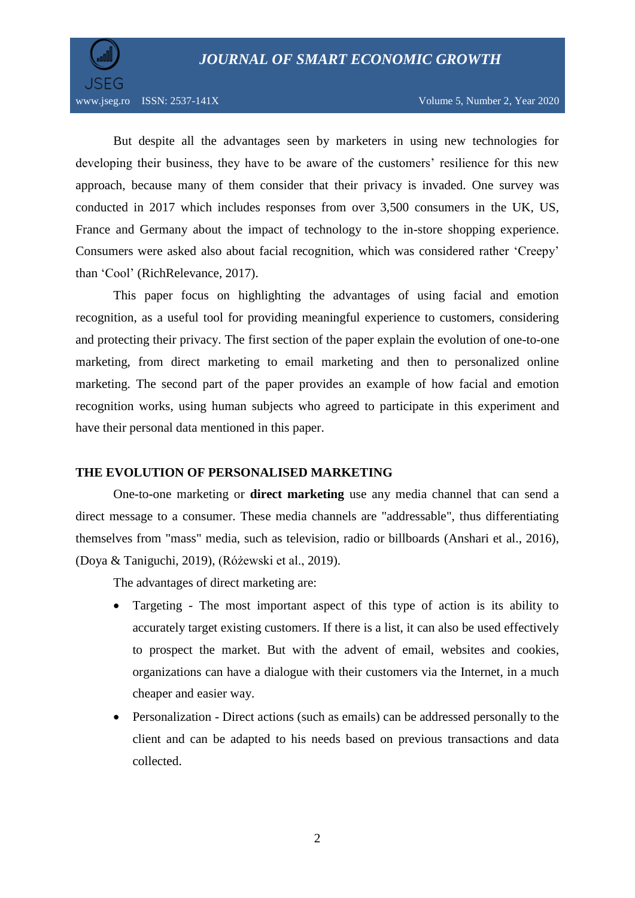But despite all the advantages seen by marketers in using new technologies for developing their business, they have to be aware of the customers' resilience for this new approach, because many of them consider that their privacy is invaded. One survey was conducted in 2017 which includes responses from over 3,500 consumers in the UK, US, France and Germany about the impact of technology to the in-store shopping experience. Consumers were asked also about facial recognition, which was considered rather 'Creepy' than 'Cool' (RichRelevance, 2017).

This paper focus on highlighting the advantages of using facial and emotion recognition, as a useful tool for providing meaningful experience to customers, considering and protecting their privacy. The first section of the paper explain the evolution of one-to-one marketing, from direct marketing to email marketing and then to personalized online marketing. The second part of the paper provides an example of how facial and emotion recognition works, using human subjects who agreed to participate in this experiment and have their personal data mentioned in this paper.

## THE EVOLUTION OF PERSONALISED MARKETING

One-to-one marketing or **direct marketing** use any media channel that can send a direct message to a consumer. These media channels are "addressable", thus differentiating themselves from "mass" media, such as television, radio or billboards (Anshari et al., 2016), (Doya & Taniguchi, 2019), (Różewski et al., 2019).

The advantages of direct marketing are:

- Targeting - The most important aspect of this type of action is its ability to accurately target existing customers. If there is a list, it can also be used effectively to prospect the market. But with the advent of email, websites and cookies, organizations can have a dialogue with their customers via the Internet, in a much cheaper and easier way.
- Personalization - Direct actions (such as emails) can be addressed personally to the client and can be adapted to his needs based on previous transactions and data collected.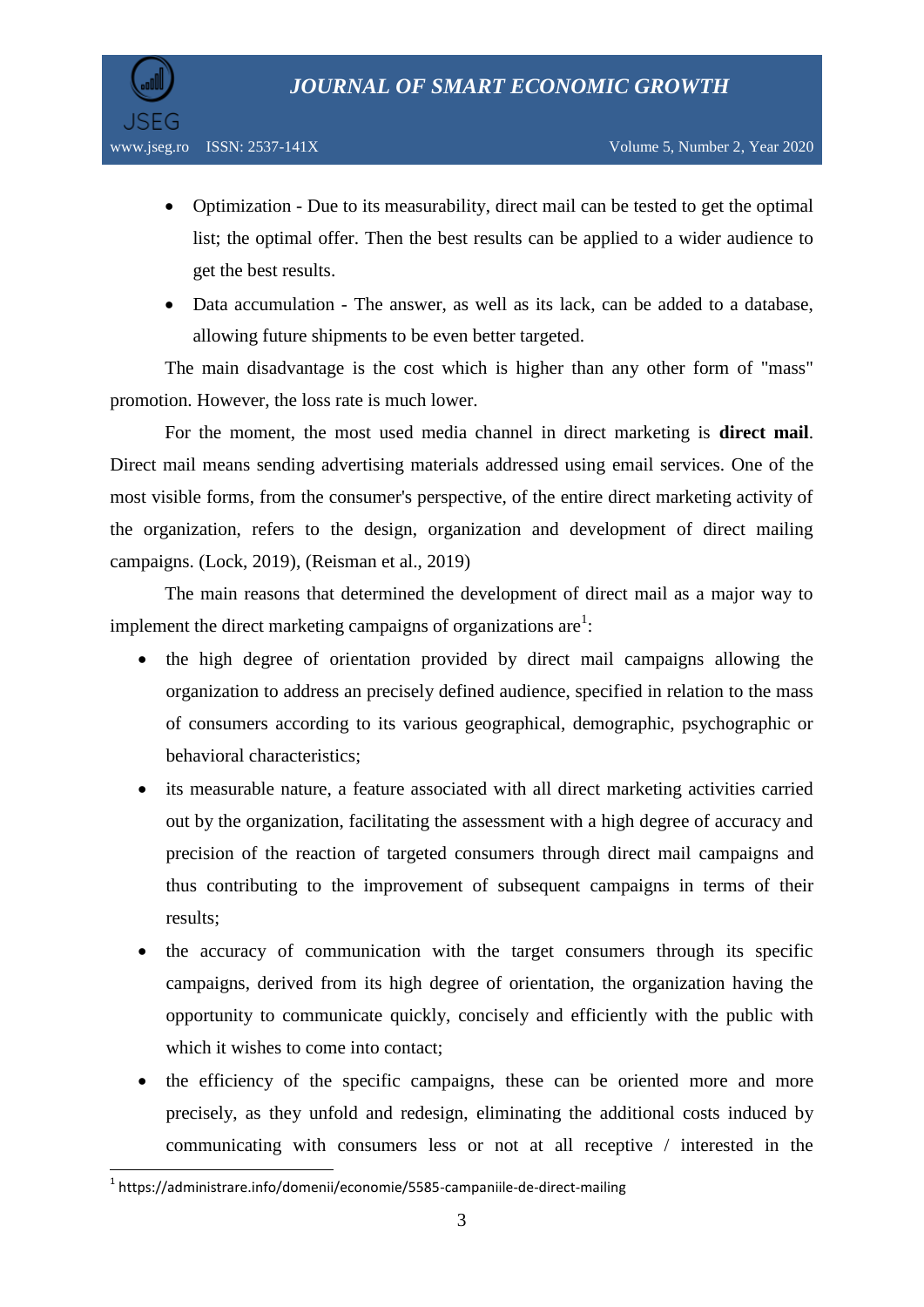- Optimization - Due to its measurability, direct mail can be tested to get the optimal list; the optimal offer. Then the best results can be applied to a wider audience to get the best results.
- Data accumulation - The answer, as well as its lack, can be added to a database, allowing future shipments to be even better targeted.

The main disadvantage is the cost which is higher than any other form of "mass" promotion. However, the loss rate is much lower.

For the moment, the most used media channel in direct marketing is **direct mail**. Direct mail means sending advertising materials addressed using email services. One of the most visible forms, from the consumer's perspective, of the entire direct marketing activity of the organization, refers to the design, organization and development of direct mailing campaigns. (Lock, 2019), (Reisman et al., 2019)

The main reasons that determined the development of direct mail as a major way to implement the direct marketing campaigns of organizations are[1]:

- the high degree of orientation provided by direct mail campaigns allowing the organization to address an precisely defined audience, specified in relation to the mass of consumers according to its various geographical, demographic, psychographic or behavioral characteristics;
- its measurable nature, a feature associated with all direct marketing activities carried out by the organization, facilitating the assessment with a high degree of accuracy and precision of the reaction of targeted consumers through direct mail campaigns and thus contributing to the improvement of subsequent campaigns in terms of their results;
- the accuracy of communication with the target consumers through its specific campaigns, derived from its high degree of orientation, the organization having the opportunity to communicate quickly, concisely and efficiently with the public with which it wishes to come into contact;
- the efficiency of the specific campaigns, these can be oriented more and more precisely, as they unfold and redesign, eliminating the additional costs induced by communicating with consumers less or not at all receptive / interested in the

[1] https://administrare.info/domenii/economie/5585-campaniile-de-direct-mailing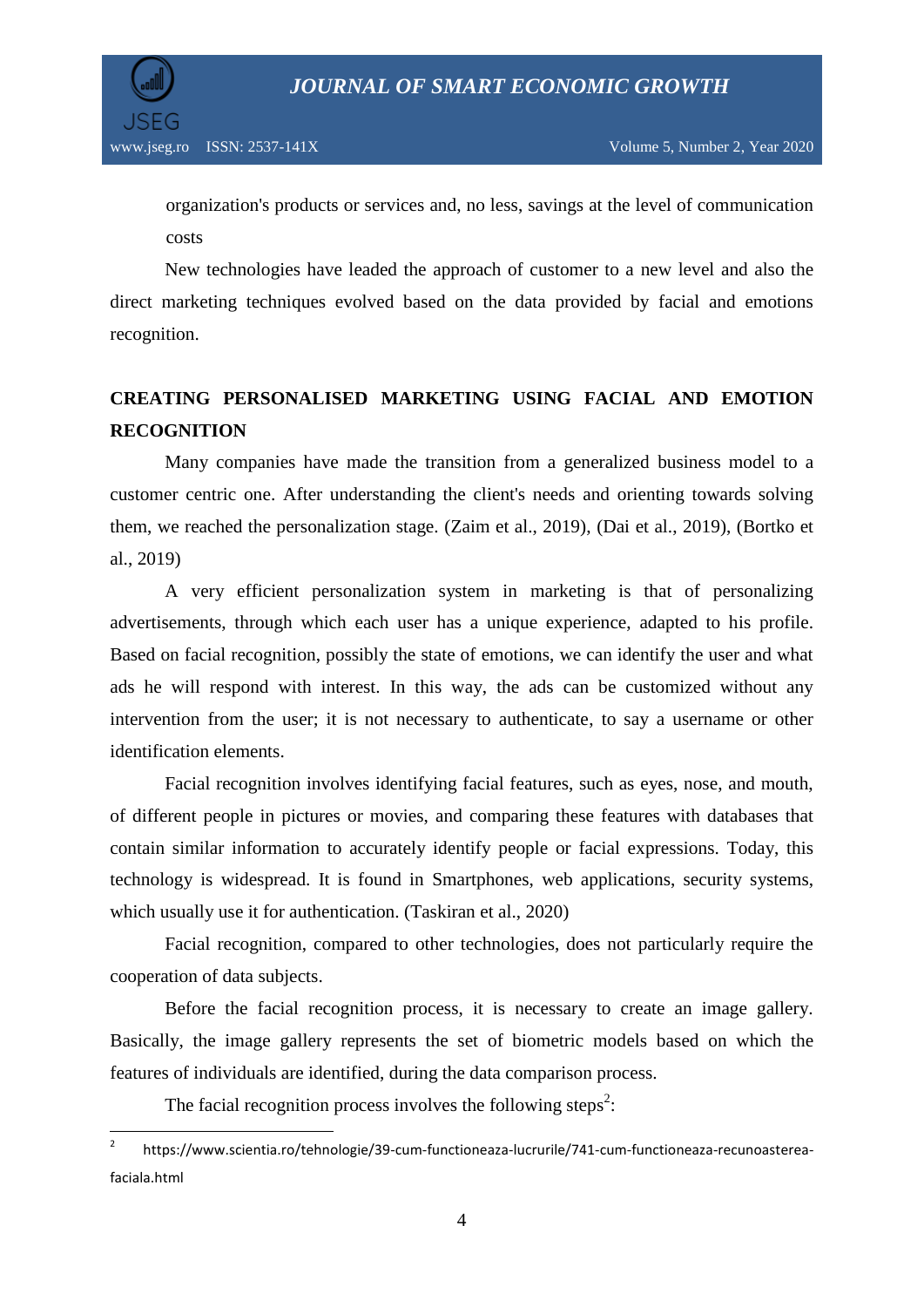organization's products or services and, no less, savings at the level of communication costs

New technologies have leaded the approach of customer to a new level and also the direct marketing techniques evolved based on the data provided by facial and emotions recognition.

## CREATING PERSONALISED MARKETING USING FACIAL AND EMOTION RECOGNITION

Many companies have made the transition from a generalized business model to a customer centric one. After understanding the client's needs and orienting towards solving them, we reached the personalization stage. (Zaim et al., 2019), (Dai et al., 2019), (Bortko et al., 2019)

A very efficient personalization system in marketing is that of personalizing advertisements, through which each user has a unique experience, adapted to his profile. Based on facial recognition, possibly the state of emotions, we can identify the user and what ads he will respond with interest. In this way, the ads can be customized without any intervention from the user; it is not necessary to authenticate, to say a username or other identification elements.

Facial recognition involves identifying facial features, such as eyes, nose, and mouth, of different people in pictures or movies, and comparing these features with databases that contain similar information to accurately identify people or facial expressions. Today, this technology is widespread. It is found in Smartphones, web applications, security systems, which usually use it for authentication. (Taskiran et al., 2020)

Facial recognition, compared to other technologies, does not particularly require the cooperation of data subjects.

Before the facial recognition process, it is necessary to create an image gallery. Basically, the image gallery represents the set of biometric models based on which the features of individuals are identified, during the data comparison process.

The facial recognition process involves the following steps[2]:

[2] https://www.scientia.ro/tehnologie/39-cum-functioneaza-lucrurile/741-cum-functioneaza-recunoasterea-faciala.html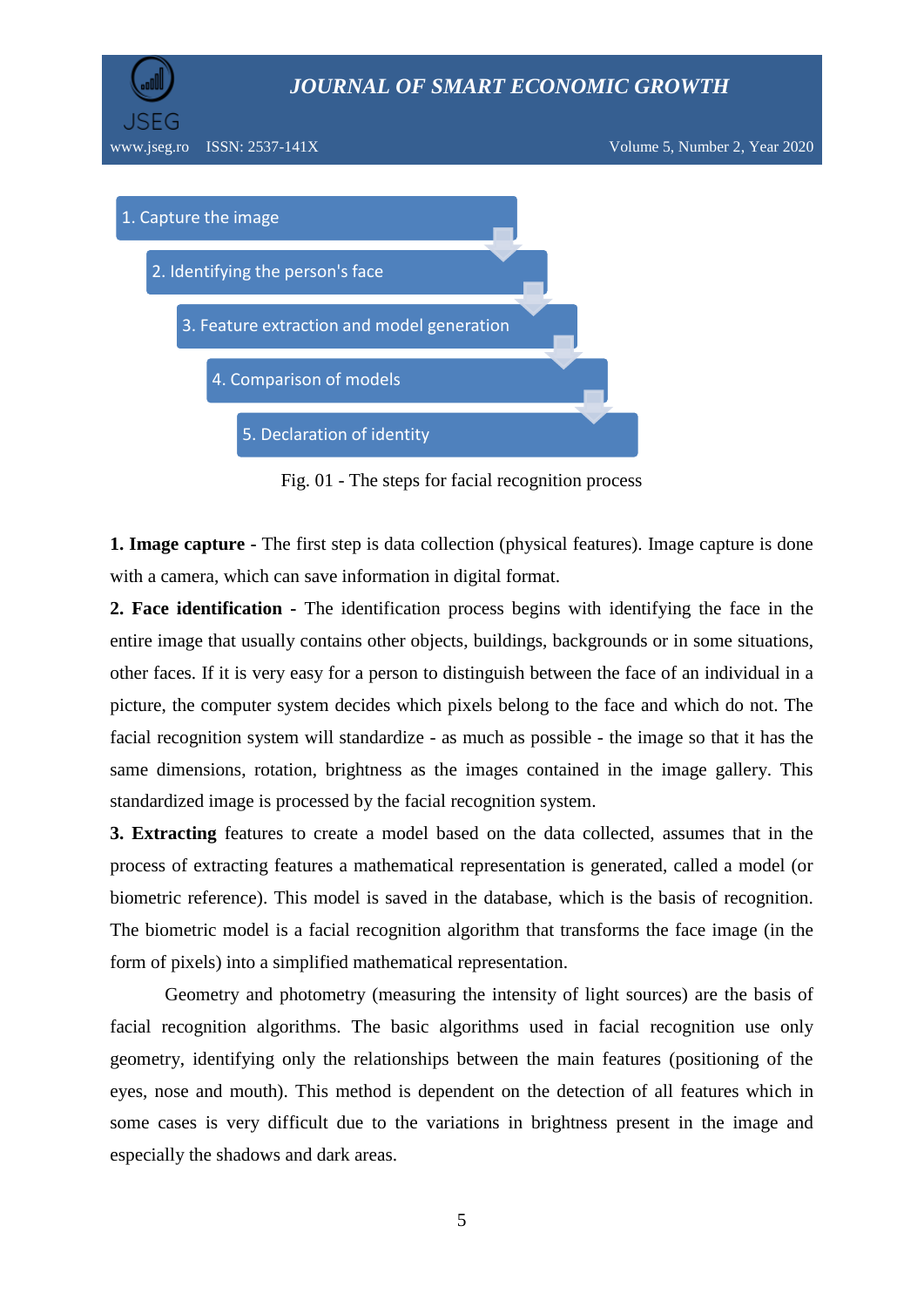1. Capture the image
2. Identifying the person's face
3. Feature extraction and model generation
4. Comparison of models
5. Declaration of identity

Fig. 01 - The steps for facial recognition process

**1. Image capture** - The first step is data collection (physical features). Image capture is done with a camera, which can save information in digital format.

**2. Face identification** - The identification process begins with identifying the face in the entire image that usually contains other objects, buildings, backgrounds or in some situations, other faces. If it is very easy for a person to distinguish between the face of an individual in a picture, the computer system decides which pixels belong to the face and which do not. The facial recognition system will standardize - as much as possible - the image so that it has the same dimensions, rotation, brightness as the images contained in the image gallery. This standardized image is processed by the facial recognition system.

**3. Extracting** features to create a model based on the data collected, assumes that in the process of extracting features a mathematical representation is generated, called a model (or biometric reference). This model is saved in the database, which is the basis of recognition. The biometric model is a facial recognition algorithm that transforms the face image (in the form of pixels) into a simplified mathematical representation.

Geometry and photometry (measuring the intensity of light sources) are the basis of facial recognition algorithms. The basic algorithms used in facial recognition use only geometry, identifying only the relationships between the main features (positioning of the eyes, nose and mouth). This method is dependent on the detection of all features which in some cases is very difficult due to the variations in brightness present in the image and especially the shadows and dark areas.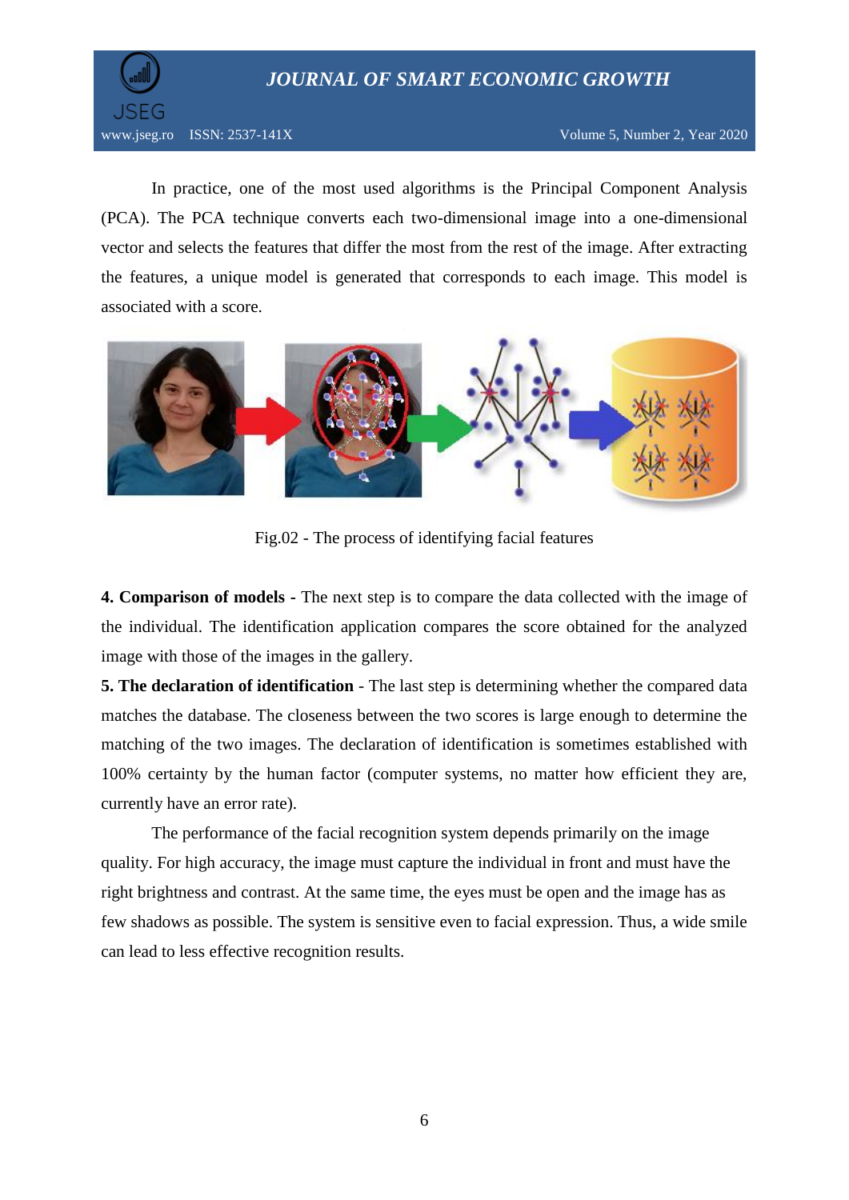In practice, one of the most used algorithms is the Principal Component Analysis (PCA). The PCA technique converts each two-dimensional image into a one-dimensional vector and selects the features that differ the most from the rest of the image. After extracting the features, a unique model is generated that corresponds to each image. This model is associated with a score.

Fig.02 - The process of identifying facial features

**4. Comparison of models -** The next step is to compare the data collected with the image of the individual. The identification application compares the score obtained for the analyzed image with those of the images in the gallery.

**5. The declaration of identification** - The last step is determining whether the compared data matches the database. The closeness between the two scores is large enough to determine the matching of the two images. The declaration of identification is sometimes established with 100% certainty by the human factor (computer systems, no matter how efficient they are, currently have an error rate).

The performance of the facial recognition system depends primarily on the image quality. For high accuracy, the image must capture the individual in front and must have the right brightness and contrast. At the same time, the eyes must be open and the image has as few shadows as possible. The system is sensitive even to facial expression. Thus, a wide smile can lead to less effective recognition results.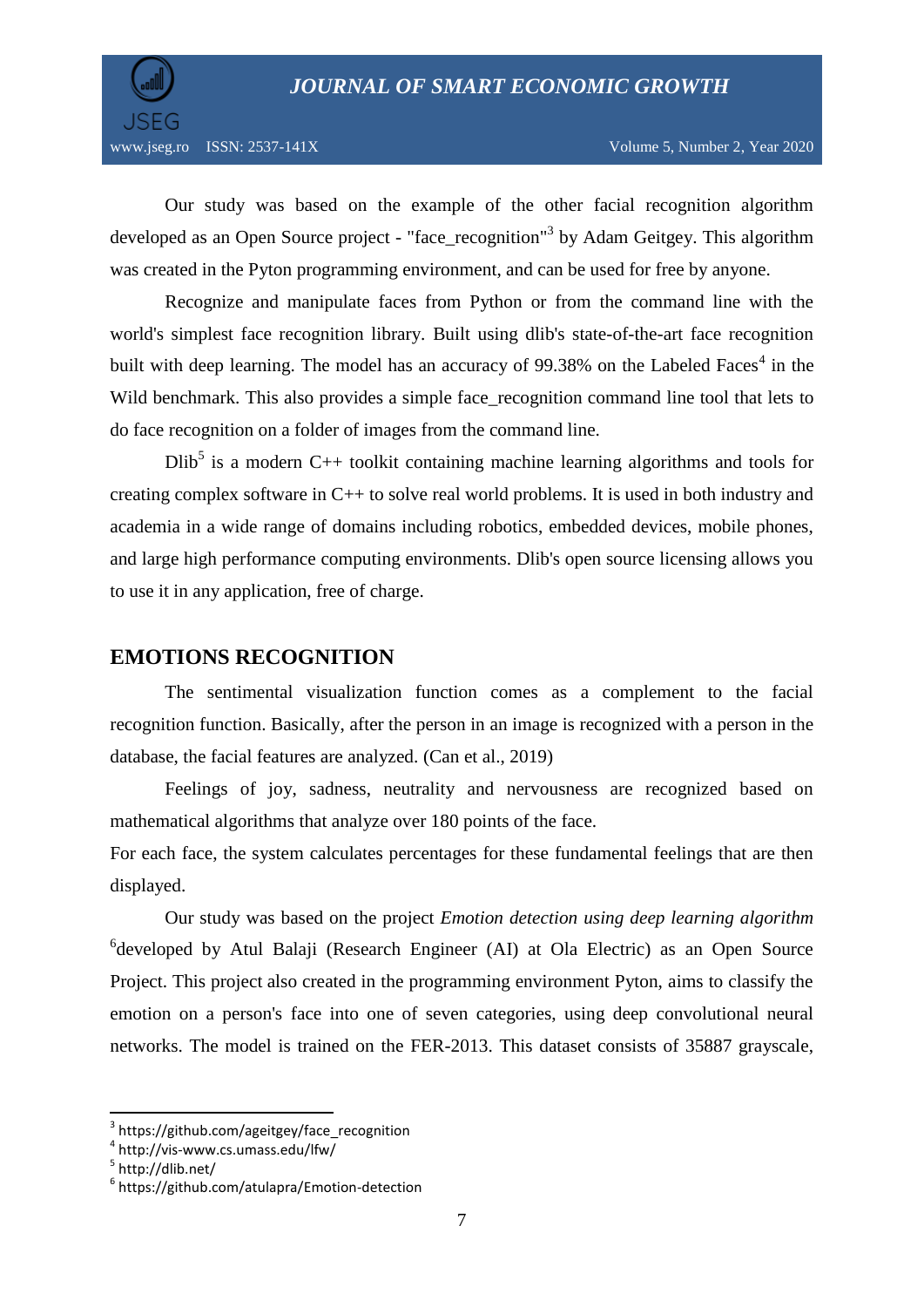Our study was based on the example of the other facial recognition algorithm developed as an Open Source project - "face_recognition"[3] by Adam Geitgey. This algorithm was created in the Pyton programming environment, and can be used for free by anyone.

Recognize and manipulate faces from Python or from the command line with the world's simplest face recognition library. Built using dlib's state-of-the-art face recognition built with deep learning. The model has an accuracy of 99.38% on the Labeled Faces[4] in the Wild benchmark. This also provides a simple face_recognition command line tool that lets to do face recognition on a folder of images from the command line.

Dlib[5] is a modern C++ toolkit containing machine learning algorithms and tools for creating complex software in C++ to solve real world problems. It is used in both industry and academia in a wide range of domains including robotics, embedded devices, mobile phones, and large high performance computing environments. Dlib's open source licensing allows you to use it in any application, free of charge.

## EMOTIONS RECOGNITION

The sentimental visualization function comes as a complement to the facial recognition function. Basically, after the person in an image is recognized with a person in the database, the facial features are analyzed. (Can et al., 2019)

Feelings of joy, sadness, neutrality and nervousness are recognized based on mathematical algorithms that analyze over 180 points of the face.

For each face, the system calculates percentages for these fundamental feelings that are then displayed.

Our study was based on the project *Emotion detection using deep learning algorithm* [6]developed by Atul Balaji (Research Engineer (AI) at Ola Electric) as an Open Source Project. This project also created in the programming environment Pyton, aims to classify the emotion on a person's face into one of seven categories, using deep convolutional neural networks. The model is trained on the FER-2013. This dataset consists of 35887 grayscale,

---

[3] https://github.com/ageitgey/face_recognition

[4] http://vis-www.cs.umass.edu/lfw/

[5] http://dlib.net/

[6] https://github.com/atulapra/Emotion-detection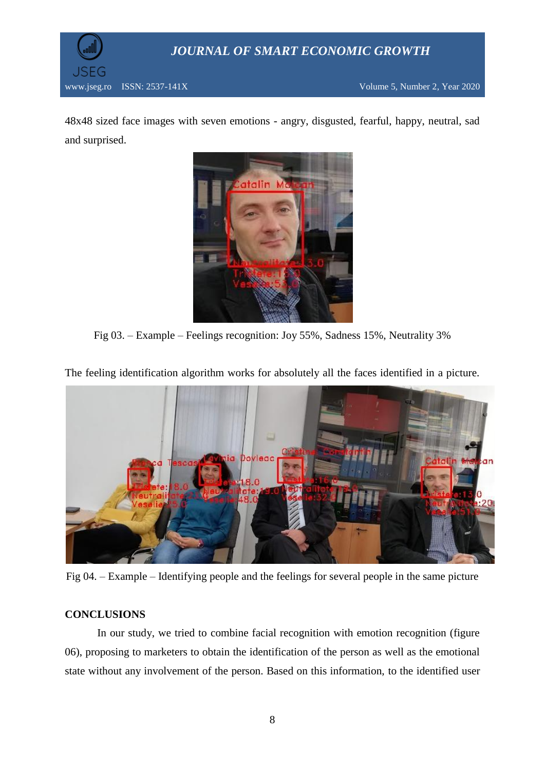48x48 sized face images with seven emotions - angry, disgusted, fearful, happy, neutral, sad and surprised.

Fig 03. – Example – Feelings recognition: Joy 55%, Sadness 15%, Neutrality 3%

The feeling identification algorithm works for absolutely all the faces identified in a picture.

Fig 04. – Example – Identifying people and the feelings for several people in the same picture

## CONCLUSIONS

In our study, we tried to combine facial recognition with emotion recognition (figure 06), proposing to marketers to obtain the identification of the person as well as the emotional state without any involvement of the person. Based on this information, to the identified user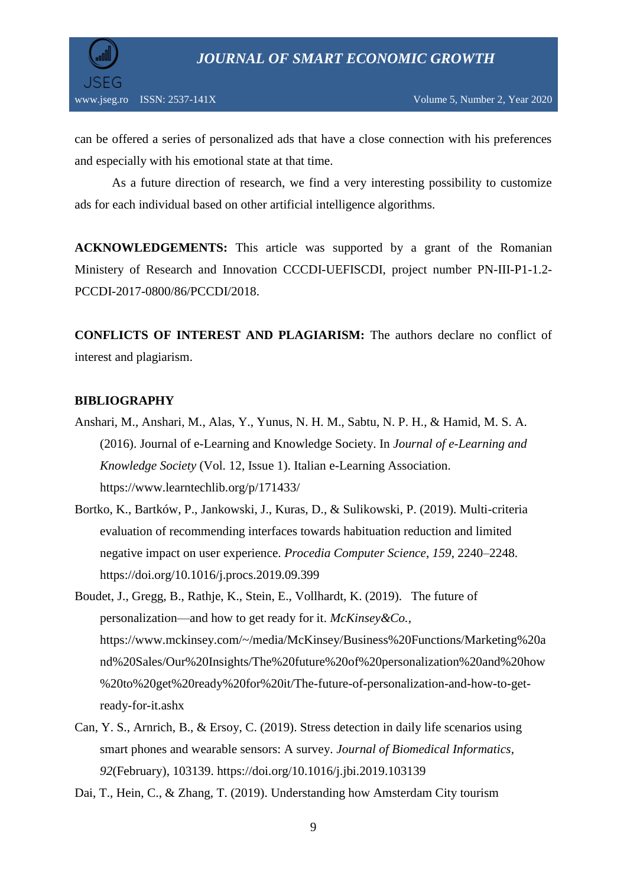can be offered a series of personalized ads that have a close connection with his preferences and especially with his emotional state at that time.

As a future direction of research, we find a very interesting possibility to customize ads for each individual based on other artificial intelligence algorithms.

**ACKNOWLEDGEMENTS:** This article was supported by a grant of the Romanian Ministery of Research and Innovation CCCDI-UEFISCDI, project number PN-III-P1-1.2-PCCDI-2017-0800/86/PCCDI/2018.

**CONFLICTS OF INTEREST AND PLAGIARISM:** The authors declare no conflict of interest and plagiarism.

**BIBLIOGRAPHY**

Anshari, M., Anshari, M., Alas, Y., Yunus, N. H. M., Sabtu, N. P. H., & Hamid, M. S. A. (2016). Journal of e-Learning and Knowledge Society. In *Journal of e-Learning and Knowledge Society* (Vol. 12, Issue 1). Italian e-Learning Association. https://www.learntechlib.org/p/171433/

Bortko, K., Bartków, P., Jankowski, J., Kuras, D., & Sulikowski, P. (2019). Multi-criteria evaluation of recommending interfaces towards habituation reduction and limited negative impact on user experience. *Procedia Computer Science*, *159*, 2240–2248. https://doi.org/10.1016/j.procs.2019.09.399

Boudet, J., Gregg, B., Rathje, K., Stein, E., Vollhardt, K. (2019). The future of personalization—and how to get ready for it. *McKinsey&Co.*, https://www.mckinsey.com/~/media/McKinsey/Business%20Functions/Marketing%20and%20Sales/Our%20Insights/The%20future%20of%20personalization%20and%20how%20to%20get%20ready%20for%20it/The-future-of-personalization-and-how-to-get-ready-for-it.ashx

Can, Y. S., Arnrich, B., & Ersoy, C. (2019). Stress detection in daily life scenarios using smart phones and wearable sensors: A survey. *Journal of Biomedical Informatics*, *92*(February), 103139. https://doi.org/10.1016/j.jbi.2019.103139

Dai, T., Hein, C., & Zhang, T. (2019). Understanding how Amsterdam City tourism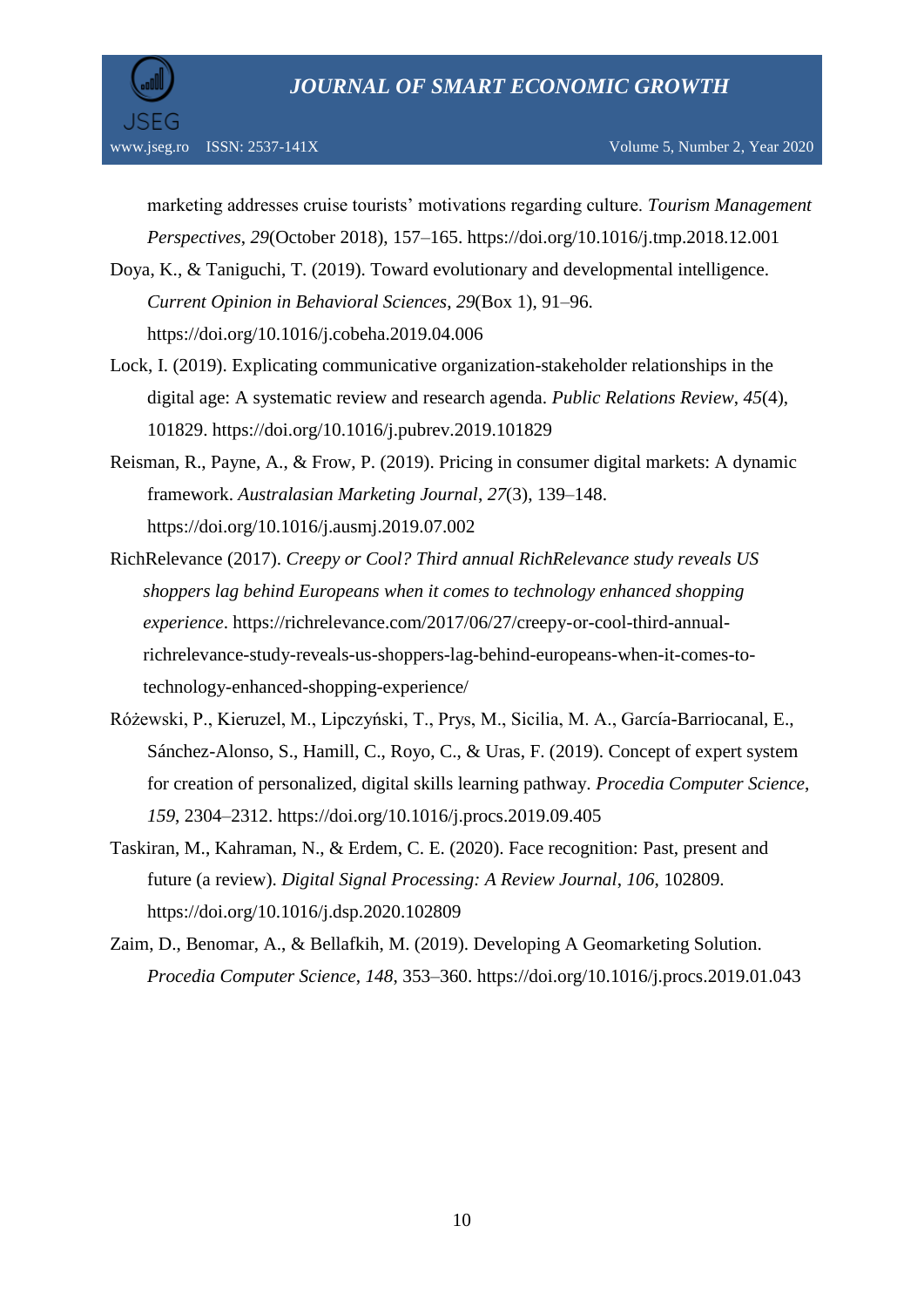marketing addresses cruise tourists' motivations regarding culture. *Tourism Management Perspectives*, *29*(October 2018), 157–165. https://doi.org/10.1016/j.tmp.2018.12.001

Doya, K., & Taniguchi, T. (2019). Toward evolutionary and developmental intelligence. *Current Opinion in Behavioral Sciences*, *29*(Box 1), 91–96. https://doi.org/10.1016/j.cobeha.2019.04.006

Lock, I. (2019). Explicating communicative organization-stakeholder relationships in the digital age: A systematic review and research agenda. *Public Relations Review*, *45*(4), 101829. https://doi.org/10.1016/j.pubrev.2019.101829

Reisman, R., Payne, A., & Frow, P. (2019). Pricing in consumer digital markets: A dynamic framework. *Australasian Marketing Journal*, *27*(3), 139–148. https://doi.org/10.1016/j.ausmj.2019.07.002

RichRelevance (2017). *Creepy or Cool? Third annual RichRelevance study reveals US shoppers lag behind Europeans when it comes to technology enhanced shopping experience*. https://richrelevance.com/2017/06/27/creepy-or-cool-third-annual-richrelevance-study-reveals-us-shoppers-lag-behind-europeans-when-it-comes-to-technology-enhanced-shopping-experience/

Różewski, P., Kieruzel, M., Lipczyński, T., Prys, M., Sicilia, M. A., García-Barriocanal, E., Sánchez-Alonso, S., Hamill, C., Royo, C., & Uras, F. (2019). Concept of expert system for creation of personalized, digital skills learning pathway. *Procedia Computer Science*, *159*, 2304–2312. https://doi.org/10.1016/j.procs.2019.09.405

Taskiran, M., Kahraman, N., & Erdem, C. E. (2020). Face recognition: Past, present and future (a review). *Digital Signal Processing: A Review Journal*, *106*, 102809. https://doi.org/10.1016/j.dsp.2020.102809

Zaim, D., Benomar, A., & Bellafkih, M. (2019). Developing A Geomarketing Solution. *Procedia Computer Science*, *148*, 353–360. https://doi.org/10.1016/j.procs.2019.01.043